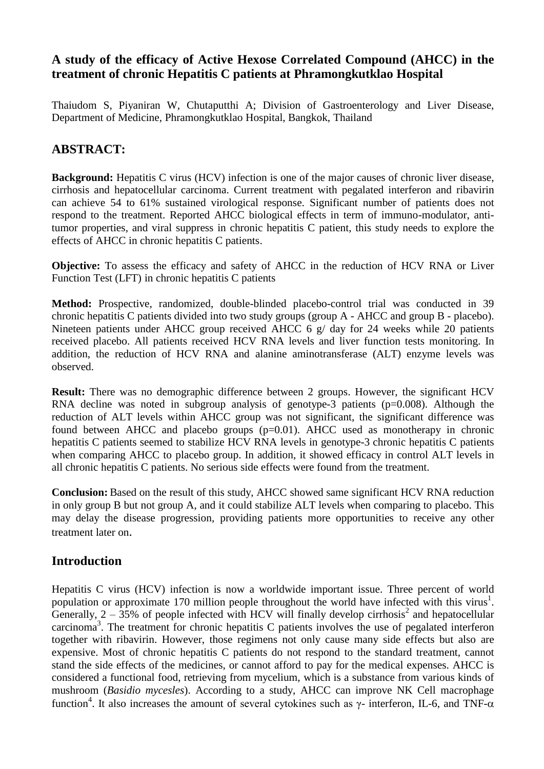# A study of the efficacy of Active Hexose Correlated Compound (AHCC) in the treatment of chronic Hepatitis C patients at Phramongkutklao Hospital

Thaiudom S, Piyaniran W, Chutaputthi A; Division of Gastroenterology and Liver Disease, Department of Medicine, Phramongkutklao Hospital, Bangkok, Thailand

## ABSTRACT:

**Background:** Hepatitis C virus (HCV) infection is one of the major causes of chronic liver disease, cirrhosis and hepatocellular carcinoma. Current treatment with pegalated interferon and ribavirin can achieve 54 to 61% sustained virological response. Significant number of patients does not respond to the treatment. Reported AHCC biological effects in term of immuno-modulator, anti-tumor properties, and viral suppress in chronic hepatitis C patient, this study needs to explore the effects of AHCC in chronic hepatitis C patients.

**Objective:** To assess the efficacy and safety of AHCC in the reduction of HCV RNA or Liver Function Test (LFT) in chronic hepatitis C patients

**Method:** Prospective, randomized, double-blinded placebo-control trial was conducted in 39 chronic hepatitis C patients divided into two study groups (group A - AHCC and group B - placebo). Nineteen patients under AHCC group received AHCC 6 g/ day for 24 weeks while 20 patients received placebo. All patients received HCV RNA levels and liver function tests monitoring. In addition, the reduction of HCV RNA and alanine aminotransferase (ALT) enzyme levels was observed.

**Result:** There was no demographic difference between 2 groups. However, the significant HCV RNA decline was noted in subgroup analysis of genotype-3 patients ($p=0.008$). Although the reduction of ALT levels within AHCC group was not significant, the significant difference was found between AHCC and placebo groups ($p=0.01$). AHCC used as monotherapy in chronic hepatitis C patients seemed to stabilize HCV RNA levels in genotype-3 chronic hepatitis C patients when comparing AHCC to placebo group. In addition, it showed efficacy in control ALT levels in all chronic hepatitis C patients. No serious side effects were found from the treatment.

**Conclusion:** Based on the result of this study, AHCC showed same significant HCV RNA reduction in only group B but not group A, and it could stabilize ALT levels when comparing to placebo. This may delay the disease progression, providing patients more opportunities to receive any other treatment later on.

## Introduction

Hepatitis C virus (HCV) infection is now a worldwide important issue. Three percent of world population or approximate 170 million people throughout the world have infected with this virus[1]. Generally, 2 – 35% of people infected with HCV will finally develop cirrhosis[2] and hepatocellular carcinoma[3]. The treatment for chronic hepatitis C patients involves the use of pegalated interferon together with ribavirin. However, those regimens not only cause many side effects but also are expensive. Most of chronic hepatitis C patients do not respond to the standard treatment, cannot stand the side effects of the medicines, or cannot afford to pay for the medical expenses. AHCC is considered a functional food, retrieving from mycelium, which is a substance from various kinds of mushroom (*Basidio mycesles*). According to a study, AHCC can improve NK Cell macrophage function[4]. It also increases the amount of several cytokines such as $\gamma$- interferon, IL-6, and TNF-$\alpha$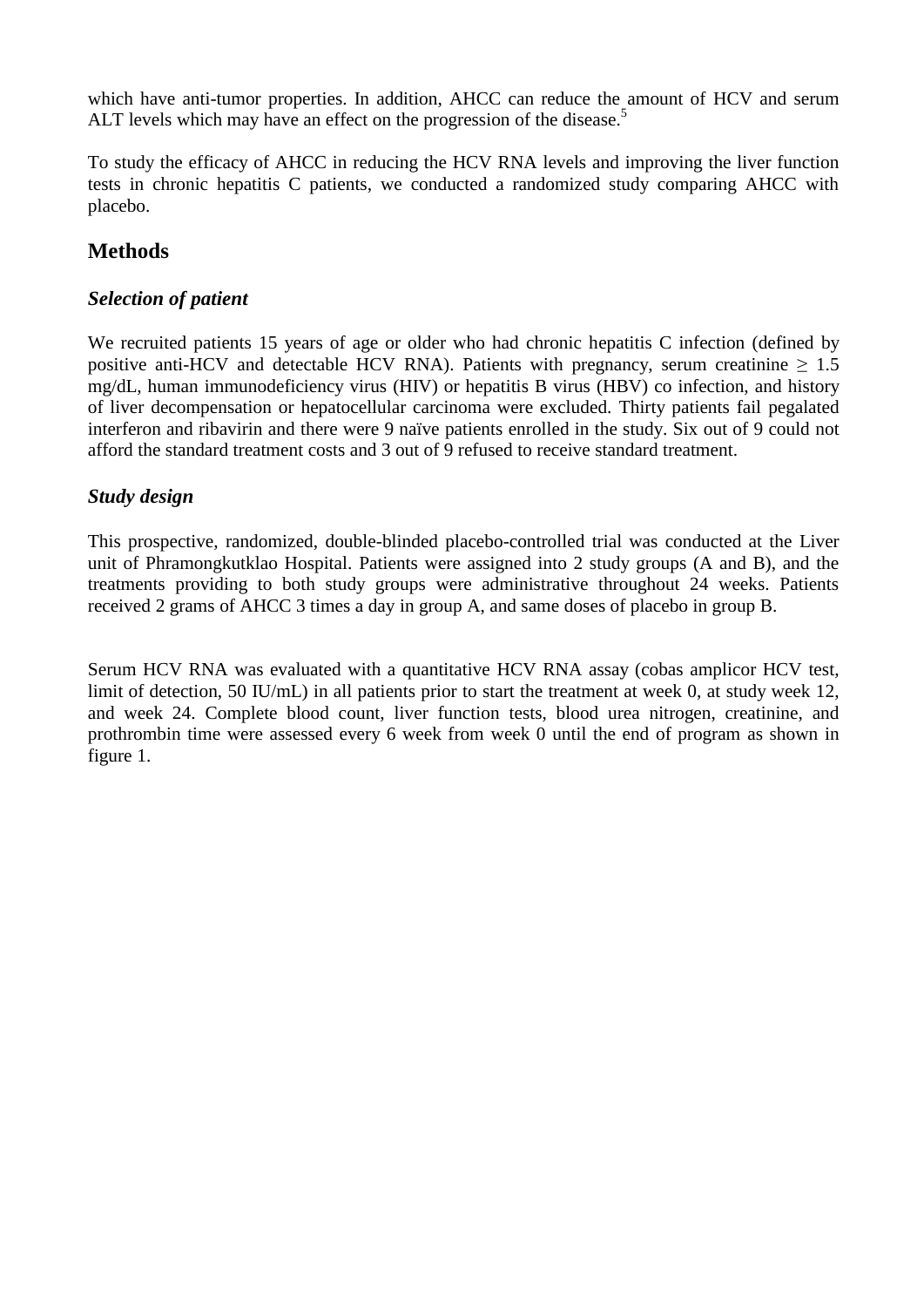which have anti-tumor properties. In addition, AHCC can reduce the amount of HCV and serum ALT levels which may have an effect on the progression of the disease.[5]

To study the efficacy of AHCC in reducing the HCV RNA levels and improving the liver function tests in chronic hepatitis C patients, we conducted a randomized study comparing AHCC with placebo.

## Methods

### *Selection of patient*

We recruited patients 15 years of age or older who had chronic hepatitis C infection (defined by positive anti-HCV and detectable HCV RNA). Patients with pregnancy, serum creatinine $\geq$ 1.5 mg/dL, human immunodeficiency virus (HIV) or hepatitis B virus (HBV) co infection, and history of liver decompensation or hepatocellular carcinoma were excluded. Thirty patients fail pegalated interferon and ribavirin and there were 9 naïve patients enrolled in the study. Six out of 9 could not afford the standard treatment costs and 3 out of 9 refused to receive standard treatment.

### *Study design*

This prospective, randomized, double-blinded placebo-controlled trial was conducted at the Liver unit of Phramongkutklao Hospital. Patients were assigned into 2 study groups (A and B), and the treatments providing to both study groups were administrative throughout 24 weeks. Patients received 2 grams of AHCC 3 times a day in group A, and same doses of placebo in group B.

Serum HCV RNA was evaluated with a quantitative HCV RNA assay (cobas amplicor HCV test, limit of detection, 50 IU/mL) in all patients prior to start the treatment at week 0, at study week 12, and week 24. Complete blood count, liver function tests, blood urea nitrogen, creatinine, and prothrombin time were assessed every 6 week from week 0 until the end of program as shown in figure 1.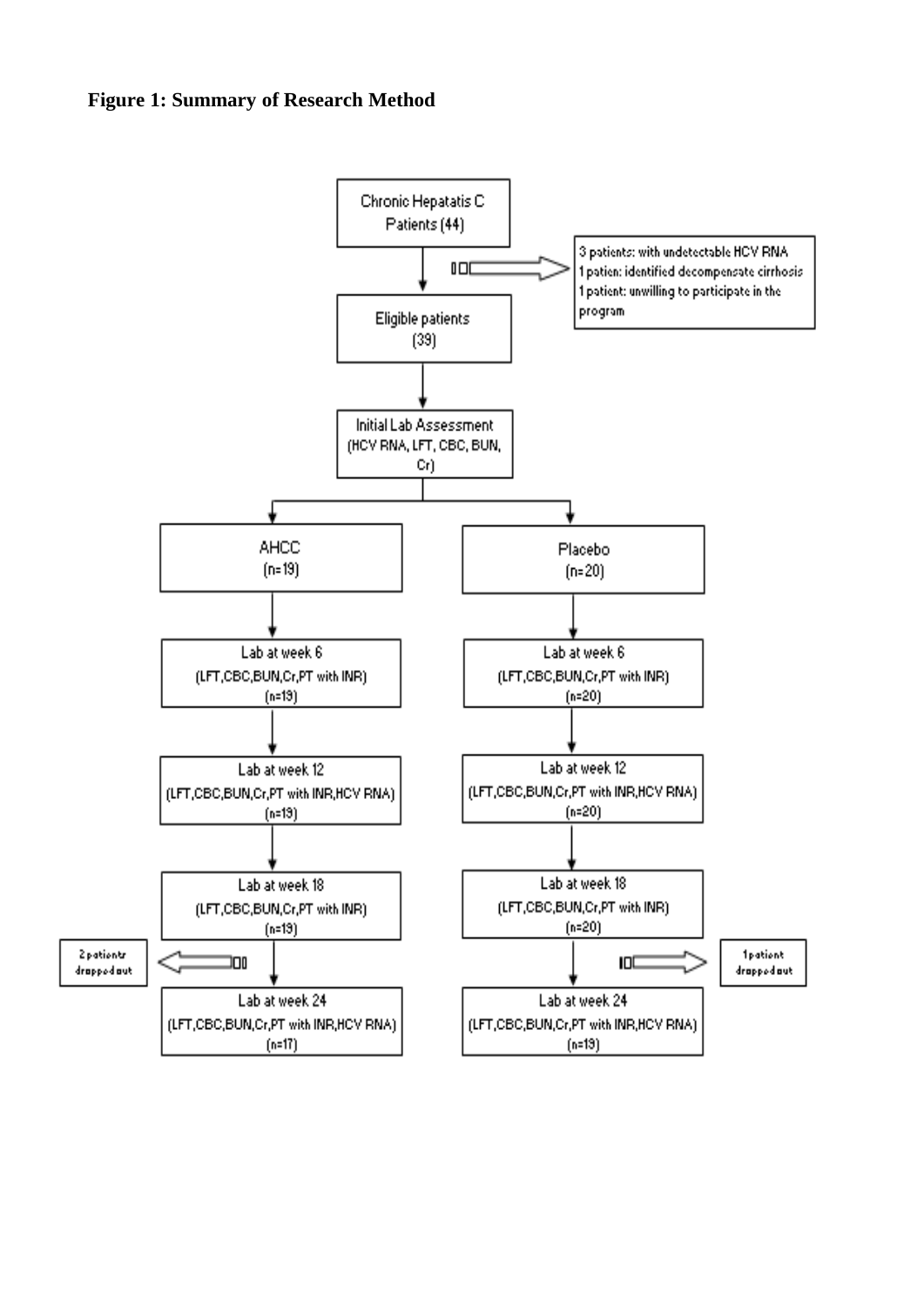**Figure 1: Summary of Research Method**

Chronic Hepatatis C Patients (44)

3 patients: with undetectable HCV RNA
1 patien: identified decompensate cirrhosis
1 patient: unwilling to participate in the program

Eligible patients (39)

Initial Lab Assessment (HCV RNA, LFT, CBC, BUN, Cr)

AHCC (n=19)

Placebo (n=20)

Lab at week 6 (LFT,CBC,BUN,Cr,PT with INR) (n=19)

Lab at week 6 (LFT,CBC,BUN,Cr,PT with INR) (n=20)

Lab at week 12 (LFT,CBC,BUN,Cr,PT with INR,HCV RNA) (n=19)

Lab at week 12 (LFT,CBC,BUN,Cr,PT with INR,HCV RNA) (n=20)

Lab at week 18 (LFT,CBC,BUN,Cr,PT with INR) (n=19)

Lab at week 18 (LFT,CBC,BUN,Cr,PT with INR) (n=20)

2 patients dropped out

1 patient dropped out

Lab at week 24 (LFT,CBC,BUN,Cr,PT with INR,HCV RNA) (n=17)

Lab at week 24 (LFT,CBC,BUN,Cr,PT with INR,HCV RNA) (n=19)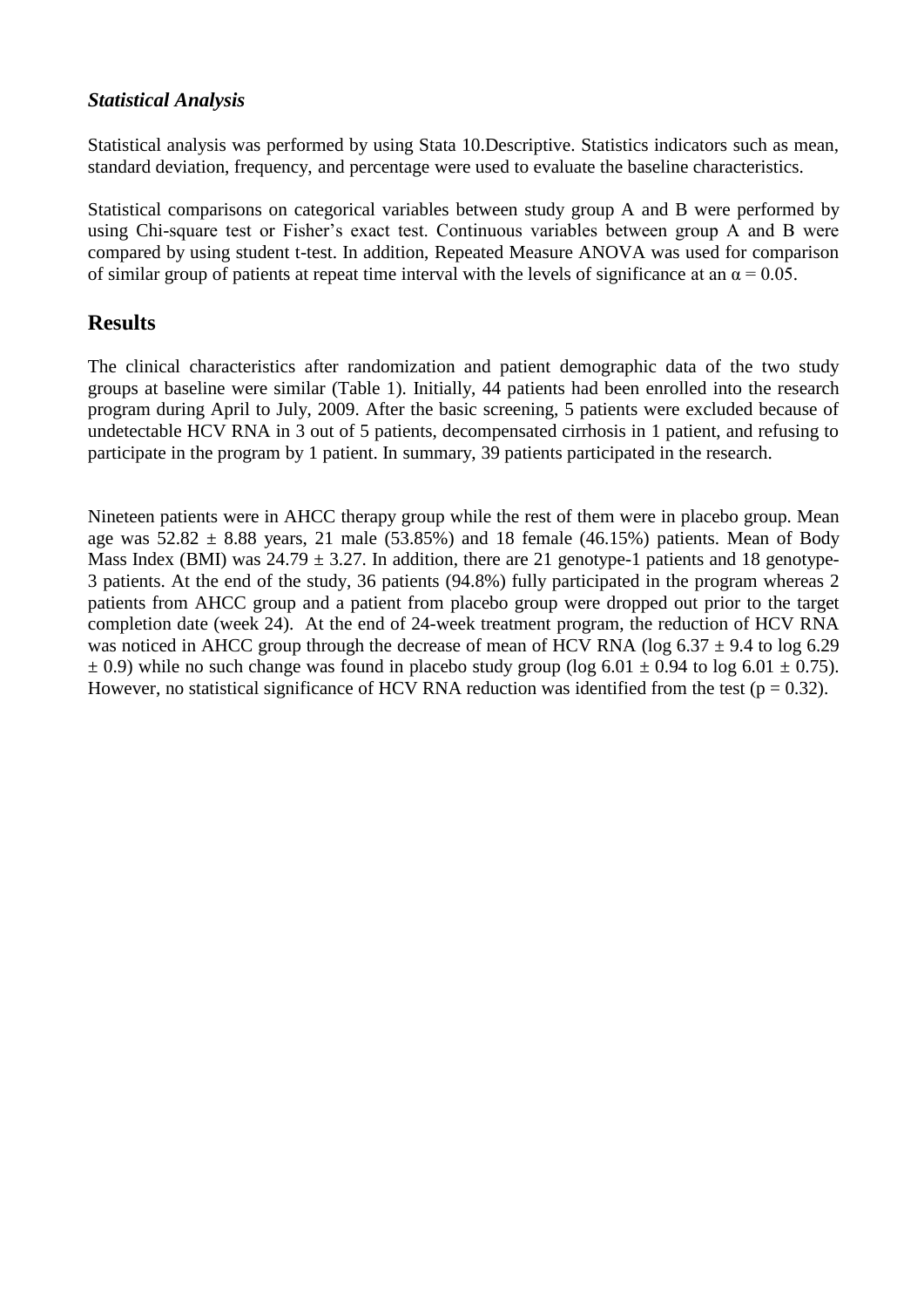### *Statistical Analysis*

Statistical analysis was performed by using Stata 10.Descriptive. Statistics indicators such as mean, standard deviation, frequency, and percentage were used to evaluate the baseline characteristics.

Statistical comparisons on categorical variables between study group A and B were performed by using Chi-square test or Fisher's exact test. Continuous variables between group A and B were compared by using student t-test. In addition, Repeated Measure ANOVA was used for comparison of similar group of patients at repeat time interval with the levels of significance at an $\alpha = 0.05$.

## Results

The clinical characteristics after randomization and patient demographic data of the two study groups at baseline were similar (Table 1). Initially, 44 patients had been enrolled into the research program during April to July, 2009. After the basic screening, 5 patients were excluded because of undetectable HCV RNA in 3 out of 5 patients, decompensated cirrhosis in 1 patient, and refusing to participate in the program by 1 patient. In summary, 39 patients participated in the research.

Nineteen patients were in AHCC therapy group while the rest of them were in placebo group. Mean age was $52.82 \pm 8.88$ years, 21 male (53.85%) and 18 female (46.15%) patients. Mean of Body Mass Index (BMI) was $24.79 \pm 3.27$. In addition, there are 21 genotype-1 patients and 18 genotype-3 patients. At the end of the study, 36 patients (94.8%) fully participated in the program whereas 2 patients from AHCC group and a patient from placebo group were dropped out prior to the target completion date (week 24). At the end of 24-week treatment program, the reduction of HCV RNA was noticed in AHCC group through the decrease of mean of HCV RNA (log $6.37 \pm 9.4$ to log $6.29 \pm 0.9$) while no such change was found in placebo study group (log $6.01 \pm 0.94$ to log $6.01 \pm 0.75$). However, no statistical significance of HCV RNA reduction was identified from the test ($p = 0.32$).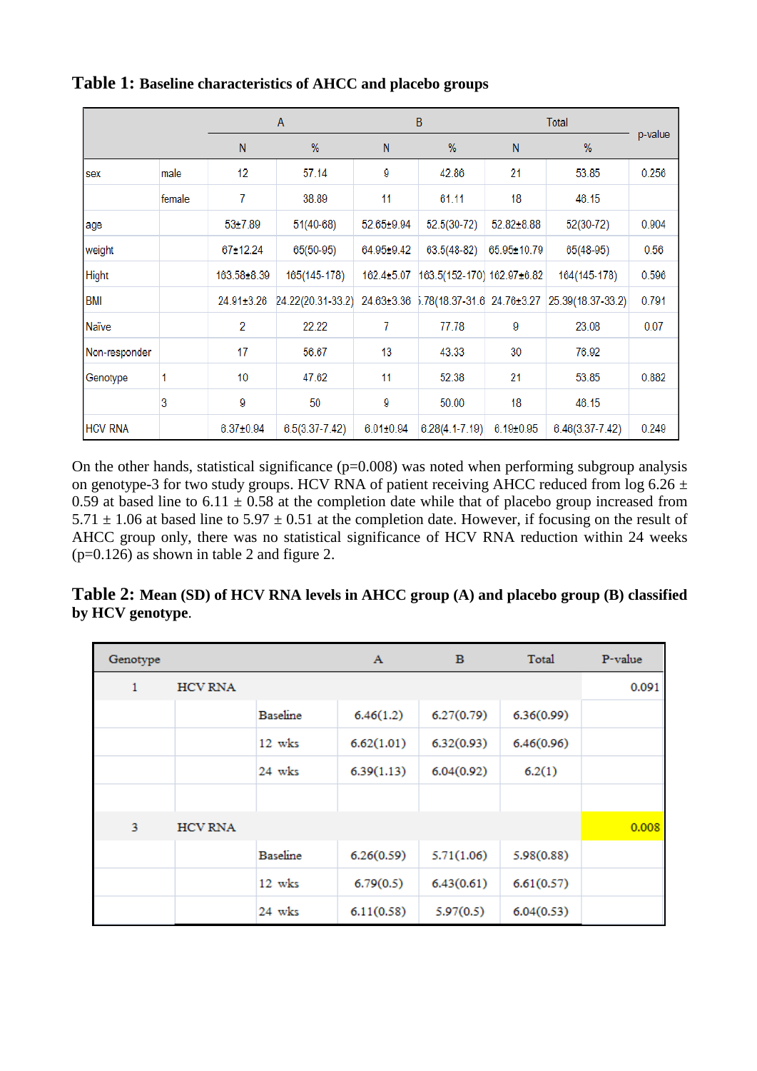**Table 1:** **Baseline characteristics of AHCC and placebo groups**

| | | A | | B | | Total | | p-value |
|---|---|---|---|---|---|---|---|---|
| | | N | % | N | % | N | % | |
| sex | male | 12 | 57.14 | 9 | 42.86 | 21 | 53.85 | 0.256 |
| | female | 7 | 38.89 | 11 | 61.11 | 18 | 46.15 | |
| age | | 53±7.89 | 51(40-68) | 52.65±9.94 | 52.5(30-72) | 52.82±8.88 | 52(30-72) | 0.904 |
| weight | | 67±12.24 | 65(50-95) | 64.95±9.42 | 63.5(48-82) | 65.95±10.79 | 65(48-95) | 0.56 |
| Hight | | 163.58±8.39 | 165(145-178) | 162.4±5.07 | 163.5(152-170) | 162.97±6.82 | 164(145-178) | 0.596 |
| BMI | | 24.91±3.26 | 24.22(20.31-33.2) | 24.63±3.36 | 5.78(18.37-31.6 | 24.76±3.27 | 25.39(18.37-33.2) | 0.791 |
| Naïve | | 2 | 22.22 | 7 | 77.78 | 9 | 23.08 | 0.07 |
| Non-responder | | 17 | 56.67 | 13 | 43.33 | 30 | 76.92 | |
| Genotype | 1 | 10 | 47.62 | 11 | 52.38 | 21 | 53.85 | 0.882 |
| | 3 | 9 | 50 | 9 | 50.00 | 18 | 46.15 | |
| HCV RNA | | 6.37±0.94 | 6.5(3.37-7.42) | 6.01±0.94 | 6.28(4.1-7.19) | 6.19±0.95 | 6.46(3.37-7.42) | 0.249 |

On the other hands, statistical significance (p=0.008) was noted when performing subgroup analysis on genotype-3 for two study groups. HCV RNA of patient receiving AHCC reduced from log 6.26 ± 0.59 at based line to 6.11 ± 0.58 at the completion date while that of placebo group increased from 5.71 ± 1.06 at based line to 5.97 ± 0.51 at the completion date. However, if focusing on the result of AHCC group only, there was no statistical significance of HCV RNA reduction within 24 weeks (p=0.126) as shown in table 2 and figure 2.

**Table 2:** **Mean (SD) of HCV RNA levels in AHCC group (A) and placebo group (B) classified by HCV genotype**.

| Genotype | | | A | B | Total | P-value |
|---|---|---|---|---|---|---|
| 1 | HCV RNA | | | | | 0.091 |
| | | Baseline | 6.46(1.2) | 6.27(0.79) | 6.36(0.99) | |
| | | 12 wks | 6.62(1.01) | 6.32(0.93) | 6.46(0.96) | |
| | | 24 wks | 6.39(1.13) | 6.04(0.92) | 6.2(1) | |
| | | | | | | |
| 3 | HCV RNA | | | | | 0.008 |
| | | Baseline | 6.26(0.59) | 5.71(1.06) | 5.98(0.88) | |
| | | 12 wks | 6.79(0.5) | 6.43(0.61) | 6.61(0.57) | |
| | | 24 wks | 6.11(0.58) | 5.97(0.5) | 6.04(0.53) | |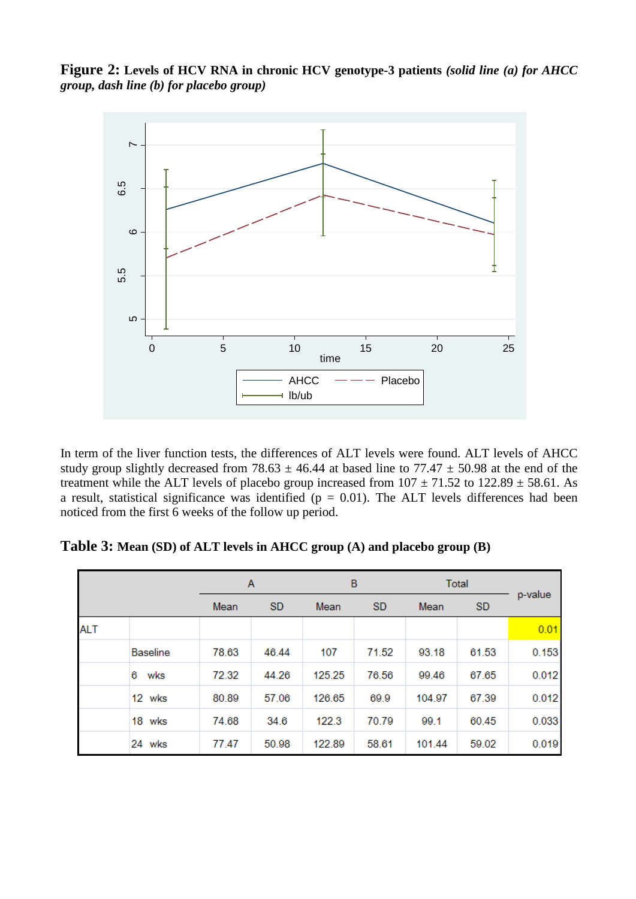**Figure 2:** **Levels of HCV RNA in chronic HCV genotype-3 patients** ***(solid line (a) for AHCC group, dash line (b) for placebo group)***

In term of the liver function tests, the differences of ALT levels were found. ALT levels of AHCC study group slightly decreased from 78.63 ± 46.44 at based line to 77.47 ± 50.98 at the end of the treatment while the ALT levels of placebo group increased from 107 ± 71.52 to 122.89 ± 58.61. As a result, statistical significance was identified ($p = 0.01$). The ALT levels differences had been noticed from the first 6 weeks of the follow up period.

**Table 3:** **Mean (SD) of ALT levels in AHCC group (A) and placebo group (B)**

| | | A | | B | | Total | | p-value |
|---|---|---|---|---|---|---|---|---|
| | | Mean | SD | Mean | SD | Mean | SD | |
| ALT | | | | | | | | 0.01 |
| | Baseline | 78.63 | 46.44 | 107 | 71.52 | 93.18 | 61.53 | 0.153 |
| | 6 wks | 72.32 | 44.26 | 125.25 | 76.56 | 99.46 | 67.65 | 0.012 |
| | 12 wks | 80.89 | 57.06 | 126.65 | 69.9 | 104.97 | 67.39 | 0.012 |
| | 18 wks | 74.68 | 34.6 | 122.3 | 70.79 | 99.1 | 60.45 | 0.033 |
| | 24 wks | 77.47 | 50.98 | 122.89 | 58.61 | 101.44 | 59.02 | 0.019 |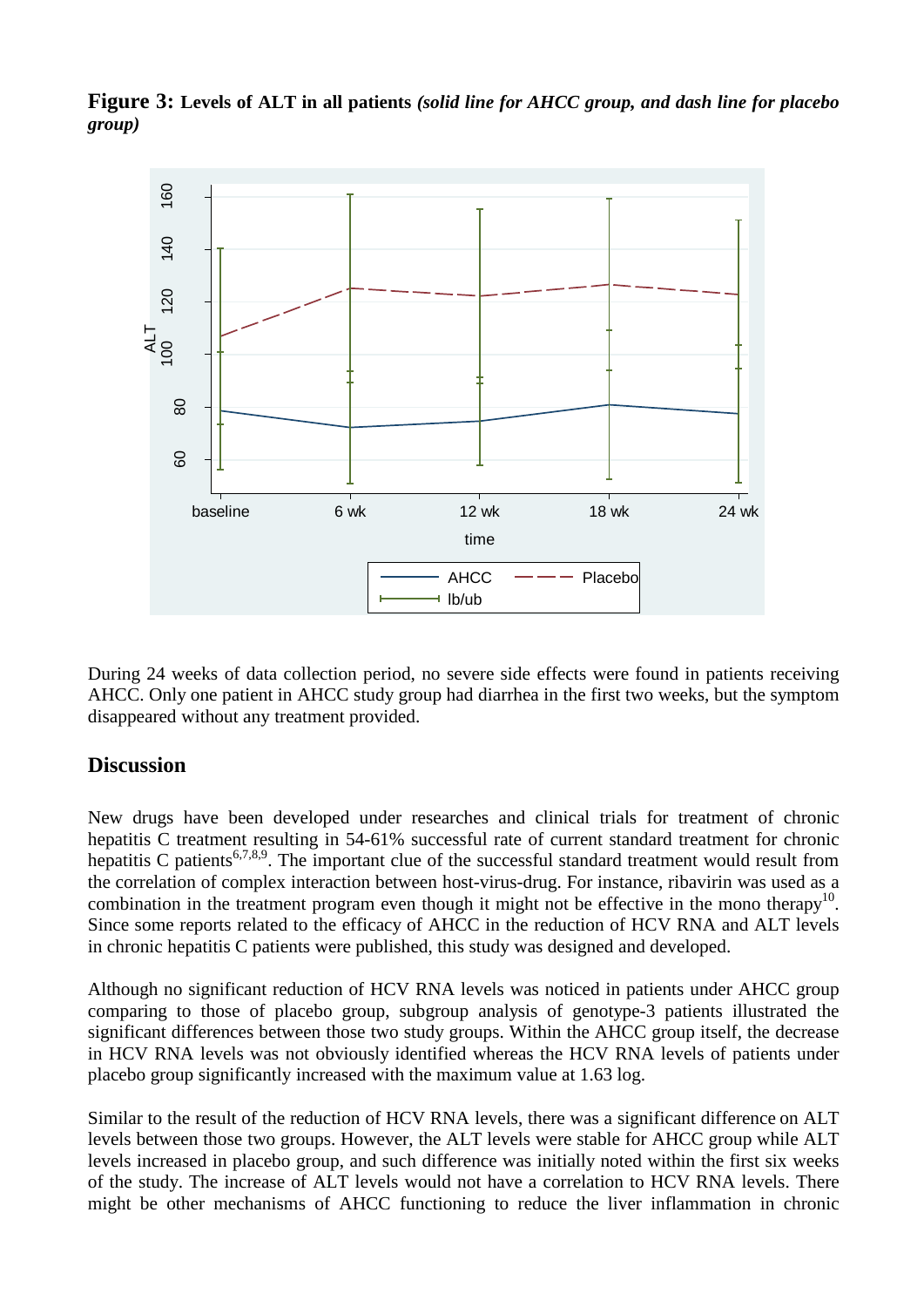**Figure 3:** **Levels of ALT in all patients** ***(solid line for AHCC group, and dash line for placebo group)***

During 24 weeks of data collection period, no severe side effects were found in patients receiving AHCC. Only one patient in AHCC study group had diarrhea in the first two weeks, but the symptom disappeared without any treatment provided.

## Discussion

New drugs have been developed under researches and clinical trials for treatment of chronic hepatitis C treatment resulting in 54-61% successful rate of current standard treatment for chronic hepatitis C patients[6,7,8,9]. The important clue of the successful standard treatment would result from the correlation of complex interaction between host-virus-drug. For instance, ribavirin was used as a combination in the treatment program even though it might not be effective in the mono therapy[10]. Since some reports related to the efficacy of AHCC in the reduction of HCV RNA and ALT levels in chronic hepatitis C patients were published, this study was designed and developed.

Although no significant reduction of HCV RNA levels was noticed in patients under AHCC group comparing to those of placebo group, subgroup analysis of genotype-3 patients illustrated the significant differences between those two study groups. Within the AHCC group itself, the decrease in HCV RNA levels was not obviously identified whereas the HCV RNA levels of patients under placebo group significantly increased with the maximum value at 1.63 log.

Similar to the result of the reduction of HCV RNA levels, there was a significant difference on ALT levels between those two groups. However, the ALT levels were stable for AHCC group while ALT levels increased in placebo group, and such difference was initially noted within the first six weeks of the study. The increase of ALT levels would not have a correlation to HCV RNA levels. There might be other mechanisms of AHCC functioning to reduce the liver inflammation in chronic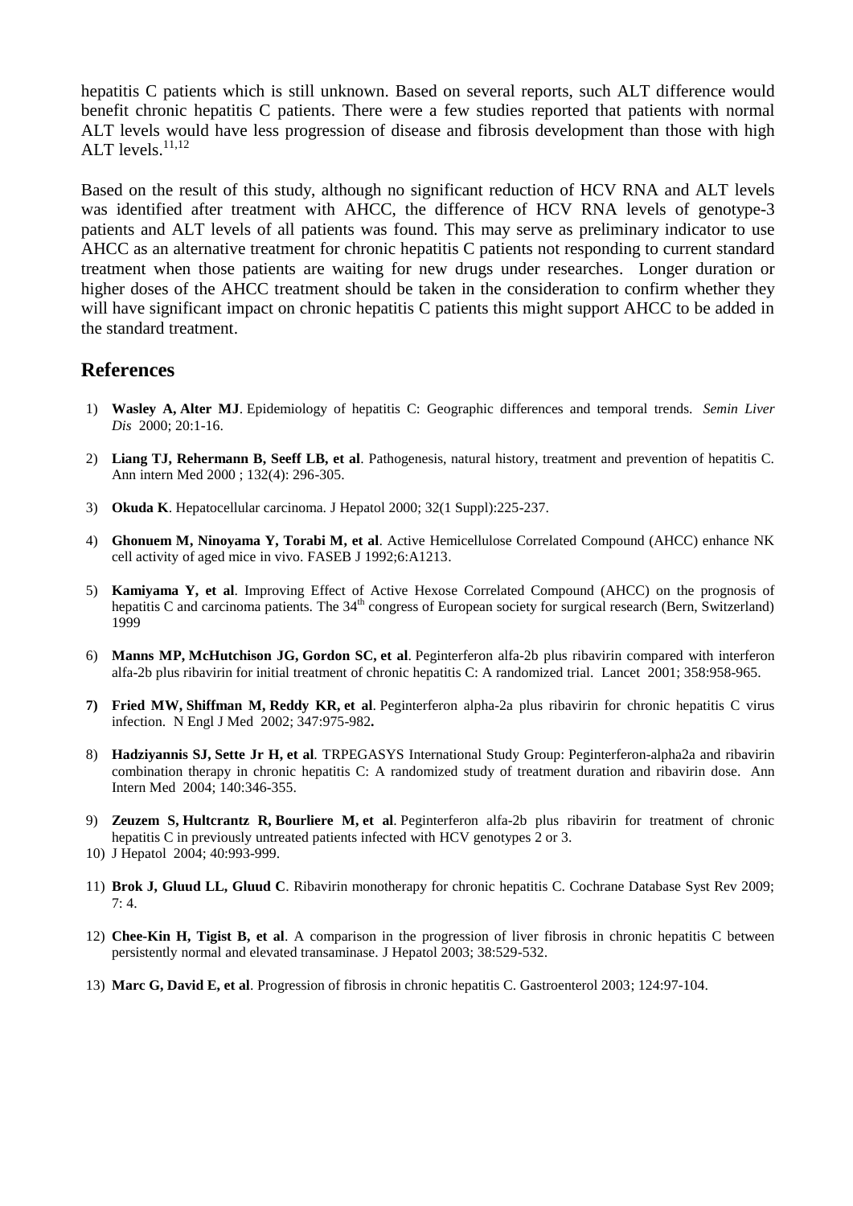hepatitis C patients which is still unknown. Based on several reports, such ALT difference would benefit chronic hepatitis C patients. There were a few studies reported that patients with normal ALT levels would have less progression of disease and fibrosis development than those with high ALT levels.[11,12]

Based on the result of this study, although no significant reduction of HCV RNA and ALT levels was identified after treatment with AHCC, the difference of HCV RNA levels of genotype-3 patients and ALT levels of all patients was found. This may serve as preliminary indicator to use AHCC as an alternative treatment for chronic hepatitis C patients not responding to current standard treatment when those patients are waiting for new drugs under researches. Longer duration or higher doses of the AHCC treatment should be taken in the consideration to confirm whether they will have significant impact on chronic hepatitis C patients this might support AHCC to be added in the standard treatment.

## References

1) **Wasley A, Alter MJ**. Epidemiology of hepatitis C: Geographic differences and temporal trends. *Semin Liver Dis* 2000; 20:1-16.

2) **Liang TJ, Rehermann B, Seeff LB, et al**. Pathogenesis, natural history, treatment and prevention of hepatitis C. Ann intern Med 2000 ; 132(4): 296-305.

3) **Okuda K**. Hepatocellular carcinoma. J Hepatol 2000; 32(1 Suppl):225-237.

4) **Ghonuem M, Ninoyama Y, Torabi M, et al**. Active Hemicellulose Correlated Compound (AHCC) enhance NK cell activity of aged mice in vivo. FASEB J 1992;6:A1213.

5) **Kamiyama Y, et al**. Improving Effect of Active Hexose Correlated Compound (AHCC) on the prognosis of hepatitis C and carcinoma patients. The 34th congress of European society for surgical research (Bern, Switzerland) 1999

6) **Manns MP, McHutchison JG, Gordon SC, et al**. Peginterferon alfa-2b plus ribavirin compared with interferon alfa-2b plus ribavirin for initial treatment of chronic hepatitis C: A randomized trial. Lancet 2001; 358:958-965.

7) **Fried MW, Shiffman M, Reddy KR, et al**. Peginterferon alpha-2a plus ribavirin for chronic hepatitis C virus infection. N Engl J Med 2002; 347:975-982**.**

8) **Hadziyannis SJ, Sette Jr H, et al**. TRPEGASYS International Study Group: Peginterferon-alpha2a and ribavirin combination therapy in chronic hepatitis C: A randomized study of treatment duration and ribavirin dose. Ann Intern Med 2004; 140:346-355.

9) **Zeuzem S, Hultcrantz R, Bourliere M, et al**. Peginterferon alfa-2b plus ribavirin for treatment of chronic hepatitis C in previously untreated patients infected with HCV genotypes 2 or 3.

10) J Hepatol 2004; 40:993-999.

11) **Brok J, Gluud LL, Gluud C**. Ribavirin monotherapy for chronic hepatitis C. Cochrane Database Syst Rev 2009; 7: 4.

12) **Chee-Kin H, Tigist B, et al**. A comparison in the progression of liver fibrosis in chronic hepatitis C between persistently normal and elevated transaminase. J Hepatol 2003; 38:529-532.

13) **Marc G, David E, et al**. Progression of fibrosis in chronic hepatitis C. Gastroenterol 2003; 124:97-104.